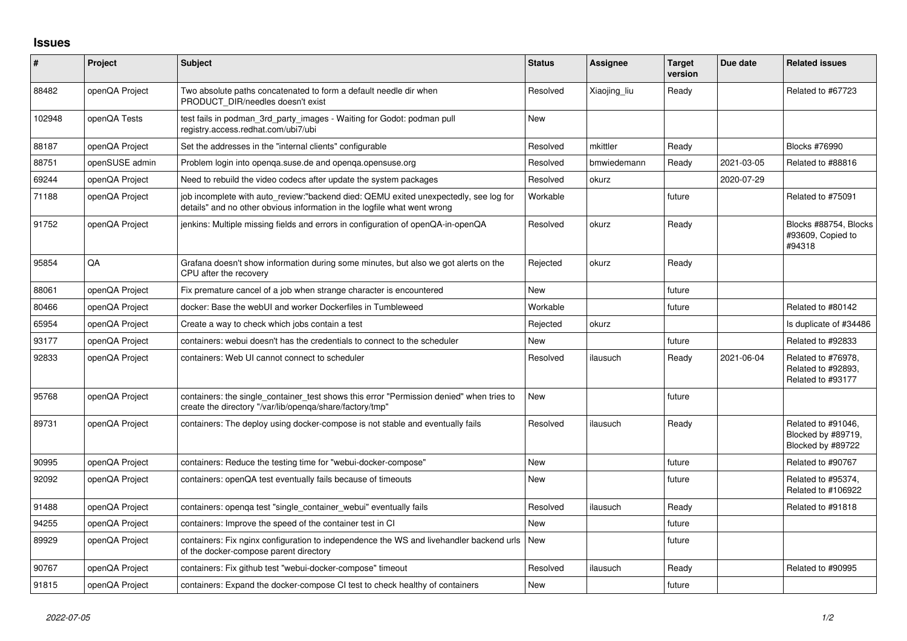# Issues

| # | Project | Subject | Status | Assignee | Target version | Due date | Related issues |
|---|---|---|---|---|---|---|---|
| 88482 | openQA Project | Two absolute paths concatenated to form a default needle dir when PRODUCT_DIR/needles doesn't exist | Resolved | Xiaojing_liu | Ready | | Related to #67723 |
| 102948 | openQA Tests | test fails in podman_3rd_party_images - Waiting for Godot: podman pull registry.access.redhat.com/ubi7/ubi | New | | | | |
| 88187 | openQA Project | Set the addresses in the "internal clients" configurable | Resolved | mkittler | Ready | | Blocks #76990 |
| 88751 | openSUSE admin | Problem login into openqa.suse.de and openqa.opensuse.org | Resolved | bmwiedemann | Ready | 2021-03-05 | Related to #88816 |
| 69244 | openQA Project | Need to rebuild the video codecs after update the system packages | Resolved | okurz | | 2020-07-29 | |
| 71188 | openQA Project | job incomplete with auto_review:"backend died: QEMU exited unexpectedly, see log for details" and no other obvious information in the logfile what went wrong | Workable | | future | | Related to #75091 |
| 91752 | openQA Project | jenkins: Multiple missing fields and errors in configuration of openQA-in-openQA | Resolved | okurz | Ready | | Blocks #88754, Blocks #93609, Copied to #94318 |
| 95854 | QA | Grafana doesn't show information during some minutes, but also we got alerts on the CPU after the recovery | Rejected | okurz | Ready | | |
| 88061 | openQA Project | Fix premature cancel of a job when strange character is encountered | New | | future | | |
| 80466 | openQA Project | docker: Base the webUI and worker Dockerfiles in Tumbleweed | Workable | | future | | Related to #80142 |
| 65954 | openQA Project | Create a way to check which jobs contain a test | Rejected | okurz | | | Is duplicate of #34486 |
| 93177 | openQA Project | containers: webui doesn't has the credentials to connect to the scheduler | New | | future | | Related to #92833 |
| 92833 | openQA Project | containers: Web UI cannot connect to scheduler | Resolved | ilausuch | Ready | 2021-06-04 | Related to #76978, Related to #92893, Related to #93177 |
| 95768 | openQA Project | containers: the single_container_test shows this error "Permission denied" when tries to create the directory "/var/lib/openqa/share/factory/tmp" | New | | future | | |
| 89731 | openQA Project | containers: The deploy using docker-compose is not stable and eventually fails | Resolved | ilausuch | Ready | | Related to #91046, Blocked by #89719, Blocked by #89722 |
| 90995 | openQA Project | containers: Reduce the testing time for "webui-docker-compose" | New | | future | | Related to #90767 |
| 92092 | openQA Project | containers: openQA test eventually fails because of timeouts | New | | future | | Related to #95374, Related to #106922 |
| 91488 | openQA Project | containers: openqa test "single_container_webui" eventually fails | Resolved | ilausuch | Ready | | Related to #91818 |
| 94255 | openQA Project | containers: Improve the speed of the container test in CI | New | | future | | |
| 89929 | openQA Project | containers: Fix nginx configuration to independence the WS and livehandler backend urls of the docker-compose parent directory | New | | future | | |
| 90767 | openQA Project | containers: Fix github test "webui-docker-compose" timeout | Resolved | ilausuch | Ready | | Related to #90995 |
| 91815 | openQA Project | containers: Expand the docker-compose CI test to check healthy of containers | New | | future | | |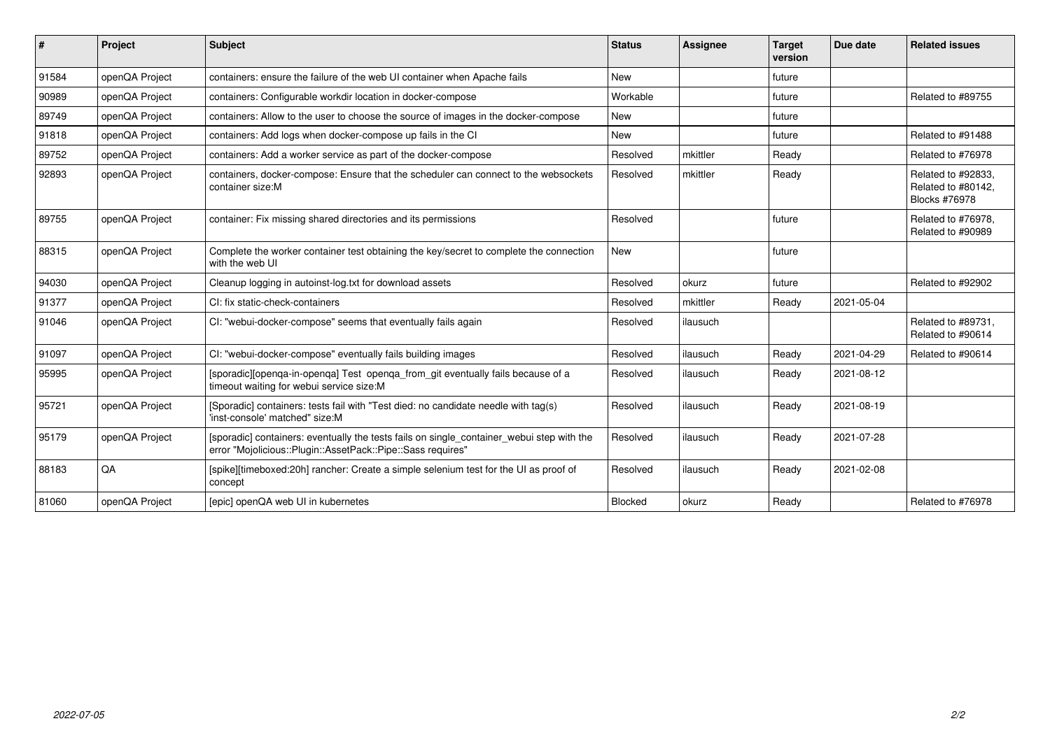| # | Project | Subject | Status | Assignee | Target version | Due date | Related issues |
|---|---|---|---|---|---|---|---|
| 91584 | openQA Project | containers: ensure the failure of the web UI container when Apache fails | New | | future | | |
| 90989 | openQA Project | containers: Configurable workdir location in docker-compose | Workable | | future | | Related to #89755 |
| 89749 | openQA Project | containers: Allow to the user to choose the source of images in the docker-compose | New | | future | | |
| 91818 | openQA Project | containers: Add logs when docker-compose up fails in the CI | New | | future | | Related to #91488 |
| 89752 | openQA Project | containers: Add a worker service as part of the docker-compose | Resolved | mkittler | Ready | | Related to #76978 |
| 92893 | openQA Project | containers, docker-compose: Ensure that the scheduler can connect to the websockets container size:M | Resolved | mkittler | Ready | | Related to #92833, Related to #80142, Blocks #76978 |
| 89755 | openQA Project | container: Fix missing shared directories and its permissions | Resolved | | future | | Related to #76978, Related to #90989 |
| 88315 | openQA Project | Complete the worker container test obtaining the key/secret to complete the connection with the web UI | New | | future | | |
| 94030 | openQA Project | Cleanup logging in autoinst-log.txt for download assets | Resolved | okurz | future | | Related to #92902 |
| 91377 | openQA Project | CI: fix static-check-containers | Resolved | mkittler | Ready | 2021-05-04 | |
| 91046 | openQA Project | CI: "webui-docker-compose" seems that eventually fails again | Resolved | ilausuch | | | Related to #89731, Related to #90614 |
| 91097 | openQA Project | CI: "webui-docker-compose" eventually fails building images | Resolved | ilausuch | Ready | 2021-04-29 | Related to #90614 |
| 95995 | openQA Project | [sporadic][openqa-in-openqa] Test openqa_from_git eventually fails because of a timeout waiting for webui service size:M | Resolved | ilausuch | Ready | 2021-08-12 | |
| 95721 | openQA Project | [Sporadic] containers: tests fail with "Test died: no candidate needle with tag(s) 'inst-console' matched" size:M | Resolved | ilausuch | Ready | 2021-08-19 | |
| 95179 | openQA Project | [sporadic] containers: eventually the tests fails on single_container_webui step with the error "Mojolicious::Plugin::AssetPack::Pipe::Sass requires" | Resolved | ilausuch | Ready | 2021-07-28 | |
| 88183 | QA | [spike][timeboxed:20h] rancher: Create a simple selenium test for the UI as proof of concept | Resolved | ilausuch | Ready | 2021-02-08 | |
| 81060 | openQA Project | [epic] openQA web UI in kubernetes | Blocked | okurz | Ready | | Related to #76978 |